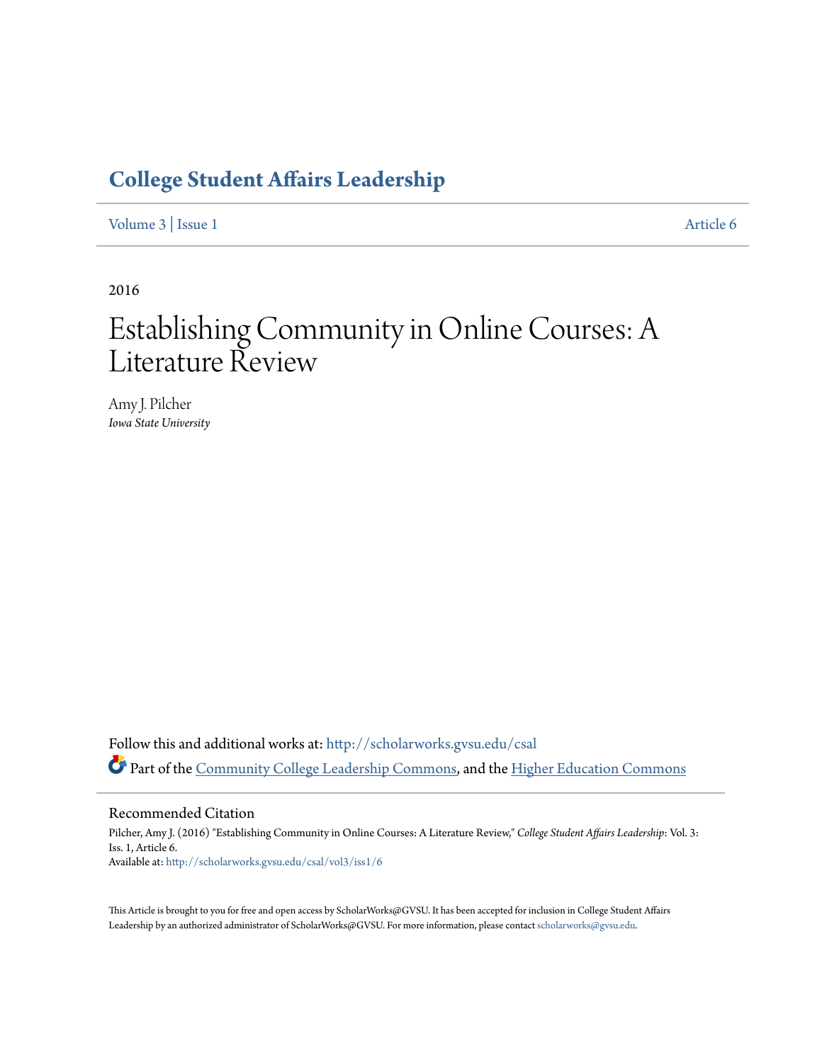# College Student Affairs Leadership

Volume 3 | Issue 1 Article 6

2016

# Establishing Community in Online Courses: A Literature Review

Amy J. Pilcher
*Iowa State University*

Follow this and additional works at: http://scholarworks.gvsu.edu/csal

Part of the Community College Leadership Commons, and the Higher Education Commons

## Recommended Citation

Pilcher, Amy J. (2016) "Establishing Community in Online Courses: A Literature Review," *College Student Affairs Leadership*: Vol. 3: Iss. 1, Article 6.
Available at: http://scholarworks.gvsu.edu/csal/vol3/iss1/6

This Article is brought to you for free and open access by ScholarWorks@GVSU. It has been accepted for inclusion in College Student Affairs Leadership by an authorized administrator of ScholarWorks@GVSU. For more information, please contact scholarworks@gvsu.edu.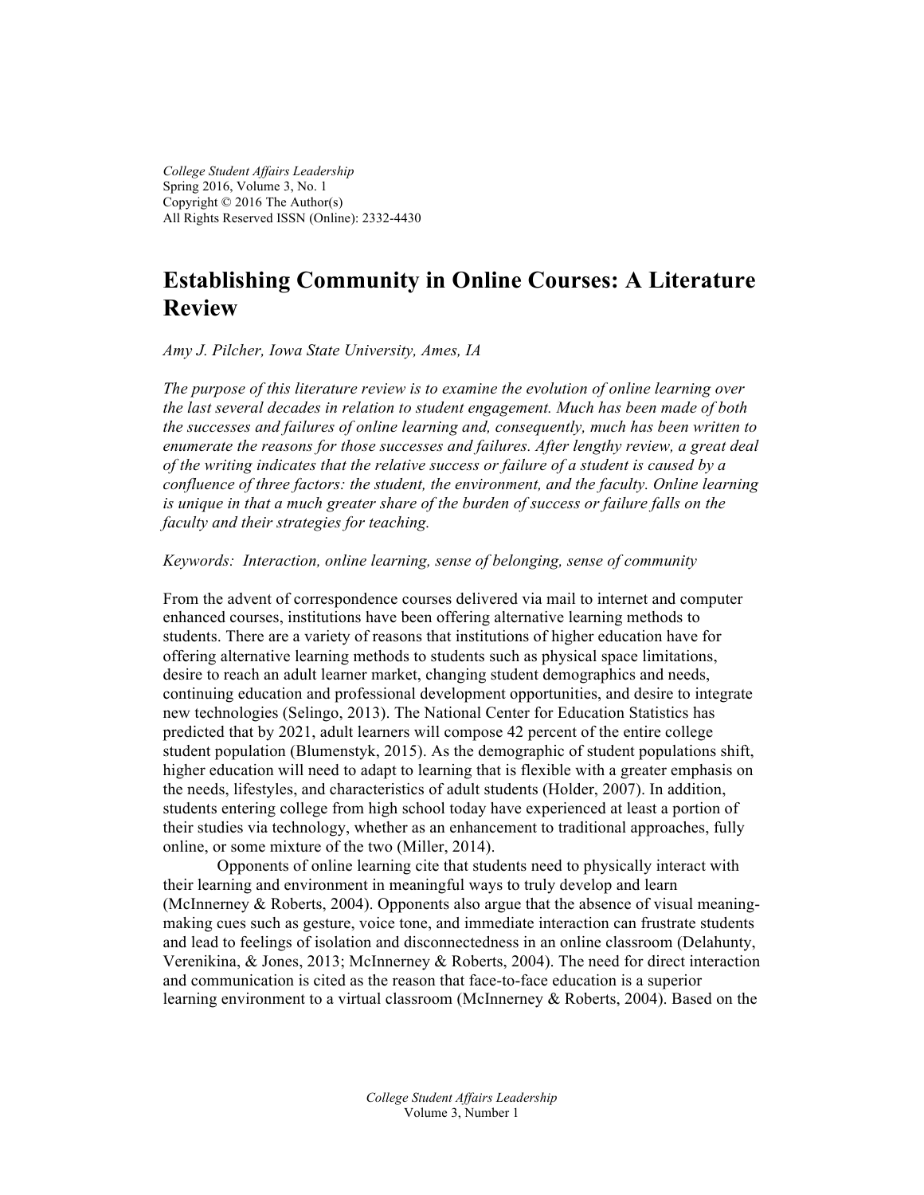College Student Affairs Leadership
Spring 2016, Volume 3, No. 1
Copyright © 2016 The Author(s)
All Rights Reserved ISSN (Online): 2332-4430

# Establishing Community in Online Courses: A Literature Review

*Amy J. Pilcher, Iowa State University, Ames, IA*

*The purpose of this literature review is to examine the evolution of online learning over the last several decades in relation to student engagement. Much has been made of both the successes and failures of online learning and, consequently, much has been written to enumerate the reasons for those successes and failures. After lengthy review, a great deal of the writing indicates that the relative success or failure of a student is caused by a confluence of three factors: the student, the environment, and the faculty. Online learning is unique in that a much greater share of the burden of success or failure falls on the faculty and their strategies for teaching.*

*Keywords: Interaction, online learning, sense of belonging, sense of community*

From the advent of correspondence courses delivered via mail to internet and computer enhanced courses, institutions have been offering alternative learning methods to students. There are a variety of reasons that institutions of higher education have for offering alternative learning methods to students such as physical space limitations, desire to reach an adult learner market, changing student demographics and needs, continuing education and professional development opportunities, and desire to integrate new technologies (Selingo, 2013). The National Center for Education Statistics has predicted that by 2021, adult learners will compose 42 percent of the entire college student population (Blumenstyk, 2015). As the demographic of student populations shift, higher education will need to adapt to learning that is flexible with a greater emphasis on the needs, lifestyles, and characteristics of adult students (Holder, 2007). In addition, students entering college from high school today have experienced at least a portion of their studies via technology, whether as an enhancement to traditional approaches, fully online, or some mixture of the two (Miller, 2014).

Opponents of online learning cite that students need to physically interact with their learning and environment in meaningful ways to truly develop and learn (McInnerney & Roberts, 2004). Opponents also argue that the absence of visual meaning-making cues such as gesture, voice tone, and immediate interaction can frustrate students and lead to feelings of isolation and disconnectedness in an online classroom (Delahunty, Verenikina, & Jones, 2013; McInnerney & Roberts, 2004). The need for direct interaction and communication is cited as the reason that face-to-face education is a superior learning environment to a virtual classroom (McInnerney & Roberts, 2004). Based on the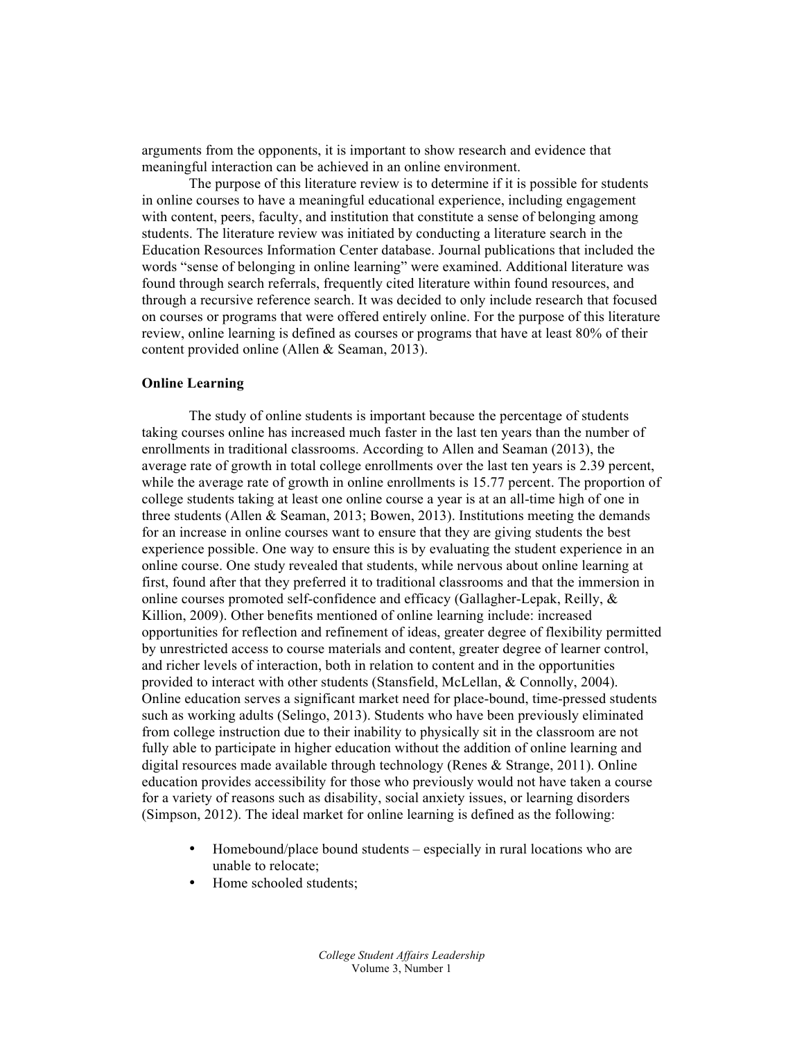arguments from the opponents, it is important to show research and evidence that meaningful interaction can be achieved in an online environment.

The purpose of this literature review is to determine if it is possible for students in online courses to have a meaningful educational experience, including engagement with content, peers, faculty, and institution that constitute a sense of belonging among students. The literature review was initiated by conducting a literature search in the Education Resources Information Center database. Journal publications that included the words "sense of belonging in online learning" were examined. Additional literature was found through search referrals, frequently cited literature within found resources, and through a recursive reference search. It was decided to only include research that focused on courses or programs that were offered entirely online. For the purpose of this literature review, online learning is defined as courses or programs that have at least 80% of their content provided online (Allen & Seaman, 2013).

## Online Learning

The study of online students is important because the percentage of students taking courses online has increased much faster in the last ten years than the number of enrollments in traditional classrooms. According to Allen and Seaman (2013), the average rate of growth in total college enrollments over the last ten years is 2.39 percent, while the average rate of growth in online enrollments is 15.77 percent. The proportion of college students taking at least one online course a year is at an all-time high of one in three students (Allen & Seaman, 2013; Bowen, 2013). Institutions meeting the demands for an increase in online courses want to ensure that they are giving students the best experience possible. One way to ensure this is by evaluating the student experience in an online course. One study revealed that students, while nervous about online learning at first, found after that they preferred it to traditional classrooms and that the immersion in online courses promoted self-confidence and efficacy (Gallagher-Lepak, Reilly, & Killion, 2009). Other benefits mentioned of online learning include: increased opportunities for reflection and refinement of ideas, greater degree of flexibility permitted by unrestricted access to course materials and content, greater degree of learner control, and richer levels of interaction, both in relation to content and in the opportunities provided to interact with other students (Stansfield, McLellan, & Connolly, 2004). Online education serves a significant market need for place-bound, time-pressed students such as working adults (Selingo, 2013). Students who have been previously eliminated from college instruction due to their inability to physically sit in the classroom are not fully able to participate in higher education without the addition of online learning and digital resources made available through technology (Renes & Strange, 2011). Online education provides accessibility for those who previously would not have taken a course for a variety of reasons such as disability, social anxiety issues, or learning disorders (Simpson, 2012). The ideal market for online learning is defined as the following:

- Homebound/place bound students – especially in rural locations who are unable to relocate;
- Home schooled students;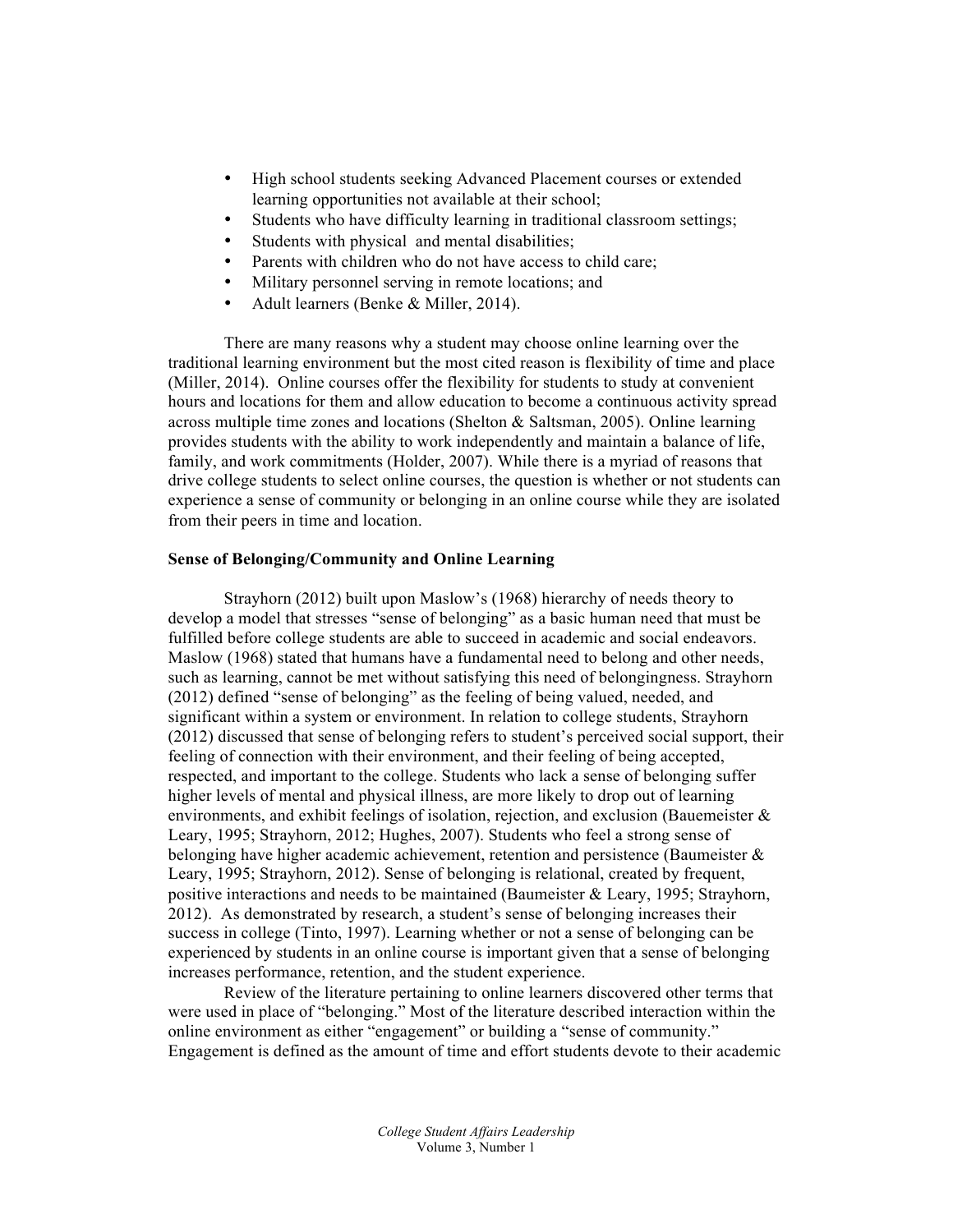- High school students seeking Advanced Placement courses or extended learning opportunities not available at their school;
- Students who have difficulty learning in traditional classroom settings;
- Students with physical and mental disabilities;
- Parents with children who do not have access to child care;
- Military personnel serving in remote locations; and
- Adult learners (Benke & Miller, 2014).

There are many reasons why a student may choose online learning over the traditional learning environment but the most cited reason is flexibility of time and place (Miller, 2014). Online courses offer the flexibility for students to study at convenient hours and locations for them and allow education to become a continuous activity spread across multiple time zones and locations (Shelton & Saltsman, 2005). Online learning provides students with the ability to work independently and maintain a balance of life, family, and work commitments (Holder, 2007). While there is a myriad of reasons that drive college students to select online courses, the question is whether or not students can experience a sense of community or belonging in an online course while they are isolated from their peers in time and location.

**Sense of Belonging/Community and Online Learning**

Strayhorn (2012) built upon Maslow's (1968) hierarchy of needs theory to develop a model that stresses "sense of belonging" as a basic human need that must be fulfilled before college students are able to succeed in academic and social endeavors. Maslow (1968) stated that humans have a fundamental need to belong and other needs, such as learning, cannot be met without satisfying this need of belongingness. Strayhorn (2012) defined "sense of belonging" as the feeling of being valued, needed, and significant within a system or environment. In relation to college students, Strayhorn (2012) discussed that sense of belonging refers to student's perceived social support, their feeling of connection with their environment, and their feeling of being accepted, respected, and important to the college. Students who lack a sense of belonging suffer higher levels of mental and physical illness, are more likely to drop out of learning environments, and exhibit feelings of isolation, rejection, and exclusion (Bauemeister & Leary, 1995; Strayhorn, 2012; Hughes, 2007). Students who feel a strong sense of belonging have higher academic achievement, retention and persistence (Baumeister & Leary, 1995; Strayhorn, 2012). Sense of belonging is relational, created by frequent, positive interactions and needs to be maintained (Baumeister & Leary, 1995; Strayhorn, 2012). As demonstrated by research, a student's sense of belonging increases their success in college (Tinto, 1997). Learning whether or not a sense of belonging can be experienced by students in an online course is important given that a sense of belonging increases performance, retention, and the student experience.

Review of the literature pertaining to online learners discovered other terms that were used in place of "belonging." Most of the literature described interaction within the online environment as either "engagement" or building a "sense of community." Engagement is defined as the amount of time and effort students devote to their academic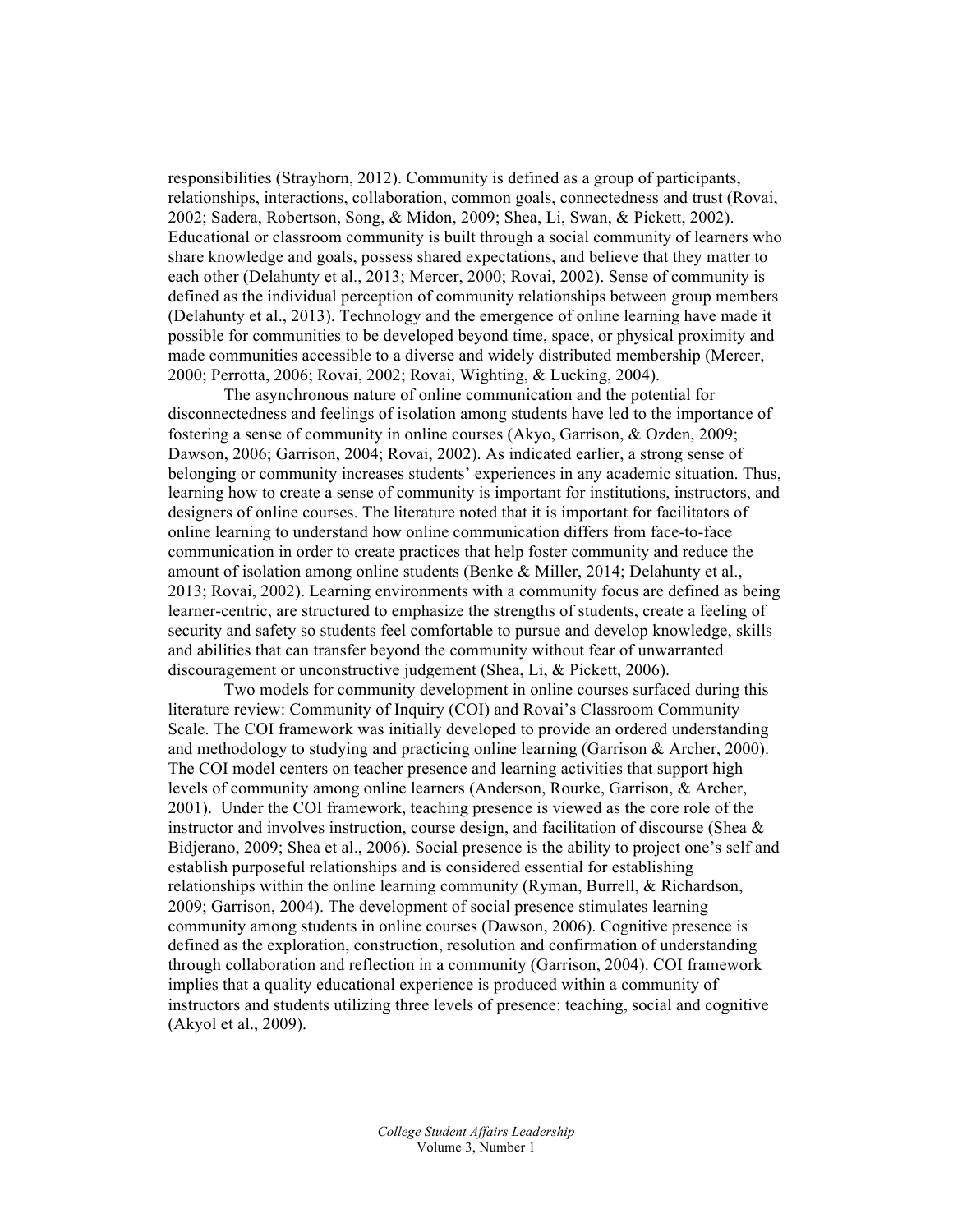responsibilities (Strayhorn, 2012). Community is defined as a group of participants, relationships, interactions, collaboration, common goals, connectedness and trust (Rovai, 2002; Sadera, Robertson, Song, & Midon, 2009; Shea, Li, Swan, & Pickett, 2002). Educational or classroom community is built through a social community of learners who share knowledge and goals, possess shared expectations, and believe that they matter to each other (Delahunty et al., 2013; Mercer, 2000; Rovai, 2002). Sense of community is defined as the individual perception of community relationships between group members (Delahunty et al., 2013). Technology and the emergence of online learning have made it possible for communities to be developed beyond time, space, or physical proximity and made communities accessible to a diverse and widely distributed membership (Mercer, 2000; Perrotta, 2006; Rovai, 2002; Rovai, Wighting, & Lucking, 2004).

The asynchronous nature of online communication and the potential for disconnectedness and feelings of isolation among students have led to the importance of fostering a sense of community in online courses (Akyo, Garrison, & Ozden, 2009; Dawson, 2006; Garrison, 2004; Rovai, 2002). As indicated earlier, a strong sense of belonging or community increases students' experiences in any academic situation. Thus, learning how to create a sense of community is important for institutions, instructors, and designers of online courses. The literature noted that it is important for facilitators of online learning to understand how online communication differs from face-to-face communication in order to create practices that help foster community and reduce the amount of isolation among online students (Benke & Miller, 2014; Delahunty et al., 2013; Rovai, 2002). Learning environments with a community focus are defined as being learner-centric, are structured to emphasize the strengths of students, create a feeling of security and safety so students feel comfortable to pursue and develop knowledge, skills and abilities that can transfer beyond the community without fear of unwarranted discouragement or unconstructive judgement (Shea, Li, & Pickett, 2006).

Two models for community development in online courses surfaced during this literature review: Community of Inquiry (COI) and Rovai's Classroom Community Scale. The COI framework was initially developed to provide an ordered understanding and methodology to studying and practicing online learning (Garrison & Archer, 2000). The COI model centers on teacher presence and learning activities that support high levels of community among online learners (Anderson, Rourke, Garrison, & Archer, 2001). Under the COI framework, teaching presence is viewed as the core role of the instructor and involves instruction, course design, and facilitation of discourse (Shea & Bidjerano, 2009; Shea et al., 2006). Social presence is the ability to project one's self and establish purposeful relationships and is considered essential for establishing relationships within the online learning community (Ryman, Burrell, & Richardson, 2009; Garrison, 2004). The development of social presence stimulates learning community among students in online courses (Dawson, 2006). Cognitive presence is defined as the exploration, construction, resolution and confirmation of understanding through collaboration and reflection in a community (Garrison, 2004). COI framework implies that a quality educational experience is produced within a community of instructors and students utilizing three levels of presence: teaching, social and cognitive (Akyol et al., 2009).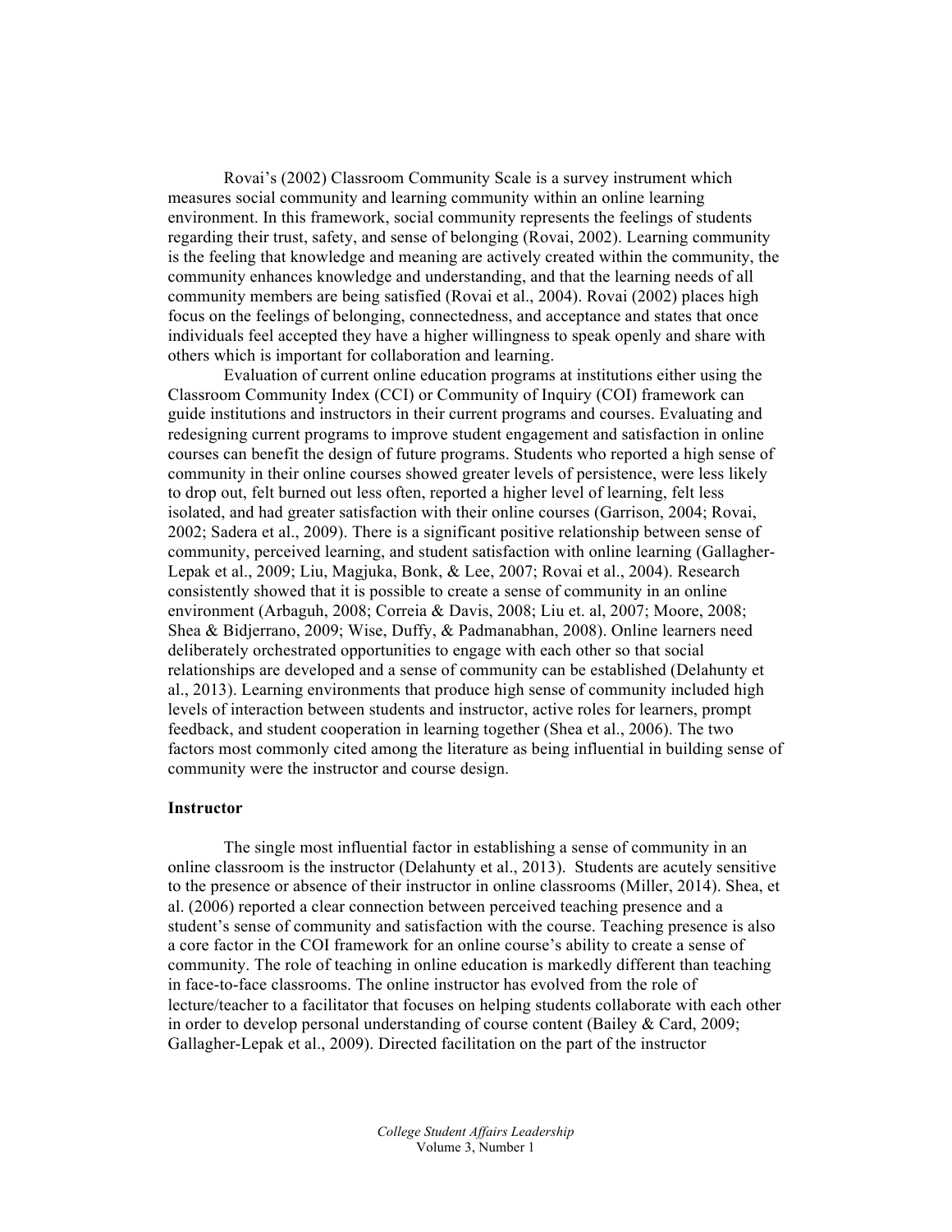Rovai's (2002) Classroom Community Scale is a survey instrument which measures social community and learning community within an online learning environment. In this framework, social community represents the feelings of students regarding their trust, safety, and sense of belonging (Rovai, 2002). Learning community is the feeling that knowledge and meaning are actively created within the community, the community enhances knowledge and understanding, and that the learning needs of all community members are being satisfied (Rovai et al., 2004). Rovai (2002) places high focus on the feelings of belonging, connectedness, and acceptance and states that once individuals feel accepted they have a higher willingness to speak openly and share with others which is important for collaboration and learning.

Evaluation of current online education programs at institutions either using the Classroom Community Index (CCI) or Community of Inquiry (COI) framework can guide institutions and instructors in their current programs and courses. Evaluating and redesigning current programs to improve student engagement and satisfaction in online courses can benefit the design of future programs. Students who reported a high sense of community in their online courses showed greater levels of persistence, were less likely to drop out, felt burned out less often, reported a higher level of learning, felt less isolated, and had greater satisfaction with their online courses (Garrison, 2004; Rovai, 2002; Sadera et al., 2009). There is a significant positive relationship between sense of community, perceived learning, and student satisfaction with online learning (Gallagher-Lepak et al., 2009; Liu, Magjuka, Bonk, & Lee, 2007; Rovai et al., 2004). Research consistently showed that it is possible to create a sense of community in an online environment (Arbaguh, 2008; Correia & Davis, 2008; Liu et. al, 2007; Moore, 2008; Shea & Bidjerrano, 2009; Wise, Duffy, & Padmanabhan, 2008). Online learners need deliberately orchestrated opportunities to engage with each other so that social relationships are developed and a sense of community can be established (Delahunty et al., 2013). Learning environments that produce high sense of community included high levels of interaction between students and instructor, active roles for learners, prompt feedback, and student cooperation in learning together (Shea et al., 2006). The two factors most commonly cited among the literature as being influential in building sense of community were the instructor and course design.

**Instructor**

The single most influential factor in establishing a sense of community in an online classroom is the instructor (Delahunty et al., 2013). Students are acutely sensitive to the presence or absence of their instructor in online classrooms (Miller, 2014). Shea, et al. (2006) reported a clear connection between perceived teaching presence and a student's sense of community and satisfaction with the course. Teaching presence is also a core factor in the COI framework for an online course's ability to create a sense of community. The role of teaching in online education is markedly different than teaching in face-to-face classrooms. The online instructor has evolved from the role of lecture/teacher to a facilitator that focuses on helping students collaborate with each other in order to develop personal understanding of course content (Bailey & Card, 2009; Gallagher-Lepak et al., 2009). Directed facilitation on the part of the instructor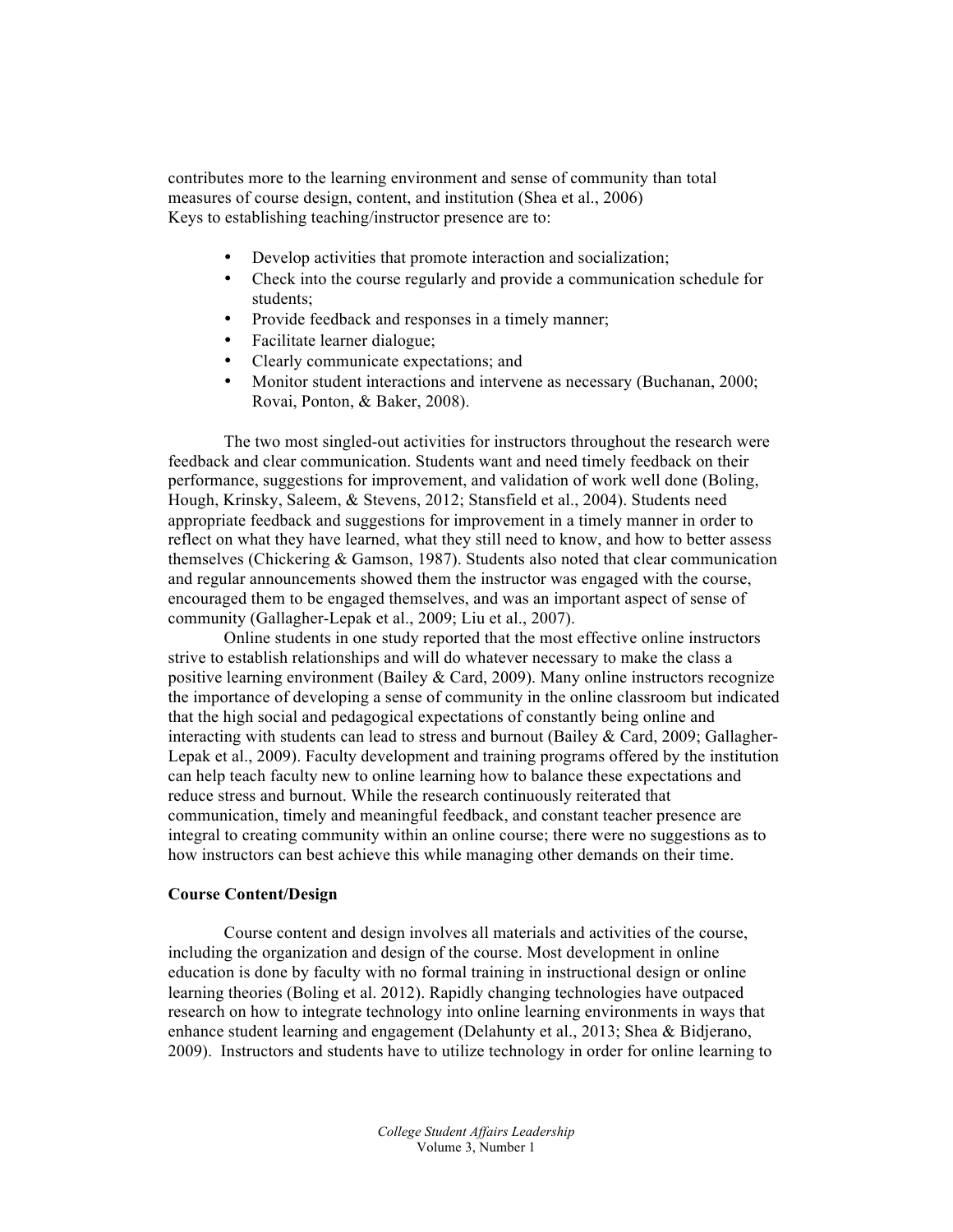contributes more to the learning environment and sense of community than total measures of course design, content, and institution (Shea et al., 2006)
Keys to establishing teaching/instructor presence are to:

- Develop activities that promote interaction and socialization;
- Check into the course regularly and provide a communication schedule for students;
- Provide feedback and responses in a timely manner;
- Facilitate learner dialogue;
- Clearly communicate expectations; and
- Monitor student interactions and intervene as necessary (Buchanan, 2000; Rovai, Ponton, & Baker, 2008).

The two most singled-out activities for instructors throughout the research were feedback and clear communication. Students want and need timely feedback on their performance, suggestions for improvement, and validation of work well done (Boling, Hough, Krinsky, Saleem, & Stevens, 2012; Stansfield et al., 2004). Students need appropriate feedback and suggestions for improvement in a timely manner in order to reflect on what they have learned, what they still need to know, and how to better assess themselves (Chickering & Gamson, 1987). Students also noted that clear communication and regular announcements showed them the instructor was engaged with the course, encouraged them to be engaged themselves, and was an important aspect of sense of community (Gallagher-Lepak et al., 2009; Liu et al., 2007).

Online students in one study reported that the most effective online instructors strive to establish relationships and will do whatever necessary to make the class a positive learning environment (Bailey & Card, 2009). Many online instructors recognize the importance of developing a sense of community in the online classroom but indicated that the high social and pedagogical expectations of constantly being online and interacting with students can lead to stress and burnout (Bailey & Card, 2009; Gallagher-Lepak et al., 2009). Faculty development and training programs offered by the institution can help teach faculty new to online learning how to balance these expectations and reduce stress and burnout. While the research continuously reiterated that communication, timely and meaningful feedback, and constant teacher presence are integral to creating community within an online course; there were no suggestions as to how instructors can best achieve this while managing other demands on their time.

**Course Content/Design**

Course content and design involves all materials and activities of the course, including the organization and design of the course. Most development in online education is done by faculty with no formal training in instructional design or online learning theories (Boling et al. 2012). Rapidly changing technologies have outpaced research on how to integrate technology into online learning environments in ways that enhance student learning and engagement (Delahunty et al., 2013; Shea & Bidjerano, 2009). Instructors and students have to utilize technology in order for online learning to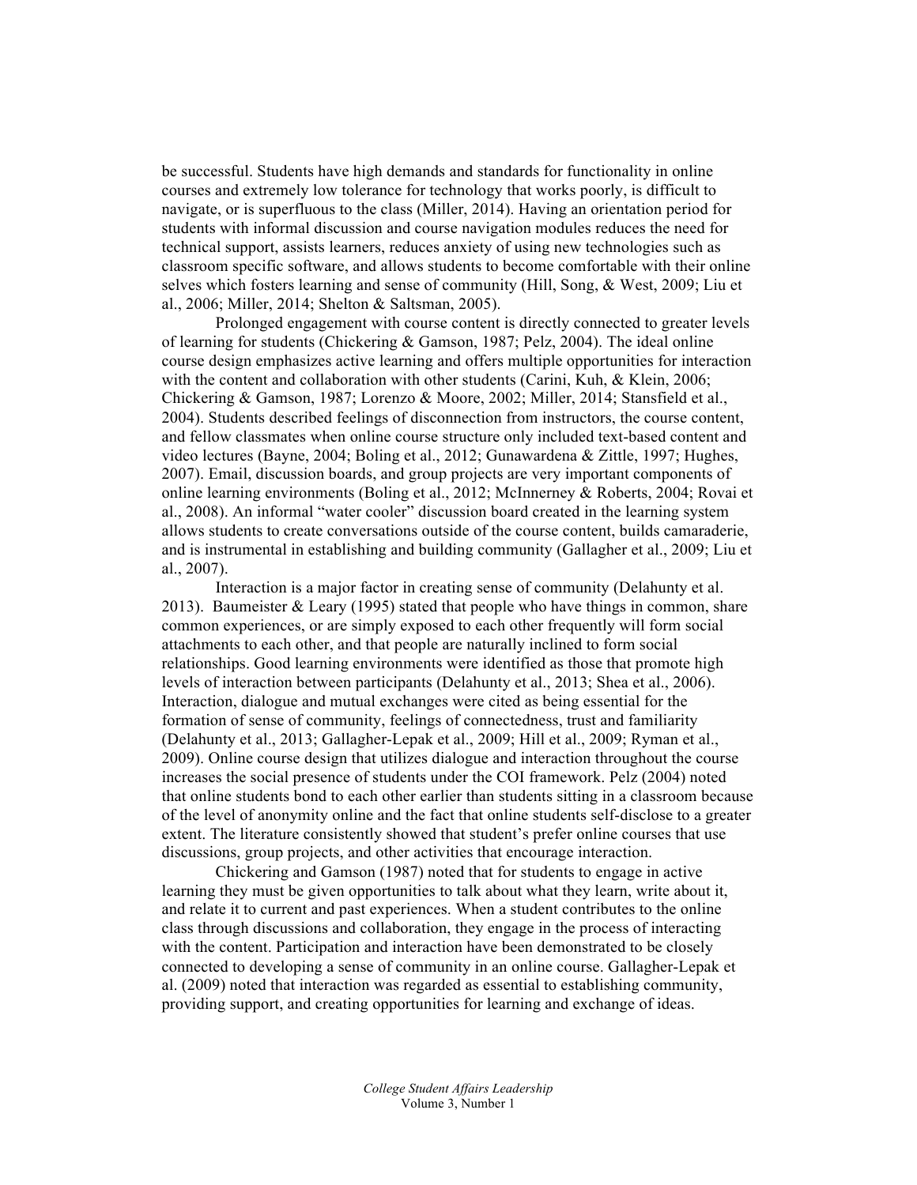be successful. Students have high demands and standards for functionality in online courses and extremely low tolerance for technology that works poorly, is difficult to navigate, or is superfluous to the class (Miller, 2014). Having an orientation period for students with informal discussion and course navigation modules reduces the need for technical support, assists learners, reduces anxiety of using new technologies such as classroom specific software, and allows students to become comfortable with their online selves which fosters learning and sense of community (Hill, Song, & West, 2009; Liu et al., 2006; Miller, 2014; Shelton & Saltsman, 2005).

Prolonged engagement with course content is directly connected to greater levels of learning for students (Chickering & Gamson, 1987; Pelz, 2004). The ideal online course design emphasizes active learning and offers multiple opportunities for interaction with the content and collaboration with other students (Carini, Kuh, & Klein, 2006; Chickering & Gamson, 1987; Lorenzo & Moore, 2002; Miller, 2014; Stansfield et al., 2004). Students described feelings of disconnection from instructors, the course content, and fellow classmates when online course structure only included text-based content and video lectures (Bayne, 2004; Boling et al., 2012; Gunawardena & Zittle, 1997; Hughes, 2007). Email, discussion boards, and group projects are very important components of online learning environments (Boling et al., 2012; McInnerney & Roberts, 2004; Rovai et al., 2008). An informal "water cooler" discussion board created in the learning system allows students to create conversations outside of the course content, builds camaraderie, and is instrumental in establishing and building community (Gallagher et al., 2009; Liu et al., 2007).

Interaction is a major factor in creating sense of community (Delahunty et al. 2013). Baumeister & Leary (1995) stated that people who have things in common, share common experiences, or are simply exposed to each other frequently will form social attachments to each other, and that people are naturally inclined to form social relationships. Good learning environments were identified as those that promote high levels of interaction between participants (Delahunty et al., 2013; Shea et al., 2006). Interaction, dialogue and mutual exchanges were cited as being essential for the formation of sense of community, feelings of connectedness, trust and familiarity (Delahunty et al., 2013; Gallagher-Lepak et al., 2009; Hill et al., 2009; Ryman et al., 2009). Online course design that utilizes dialogue and interaction throughout the course increases the social presence of students under the COI framework. Pelz (2004) noted that online students bond to each other earlier than students sitting in a classroom because of the level of anonymity online and the fact that online students self-disclose to a greater extent. The literature consistently showed that student's prefer online courses that use discussions, group projects, and other activities that encourage interaction.

Chickering and Gamson (1987) noted that for students to engage in active learning they must be given opportunities to talk about what they learn, write about it, and relate it to current and past experiences. When a student contributes to the online class through discussions and collaboration, they engage in the process of interacting with the content. Participation and interaction have been demonstrated to be closely connected to developing a sense of community in an online course. Gallagher-Lepak et al. (2009) noted that interaction was regarded as essential to establishing community, providing support, and creating opportunities for learning and exchange of ideas.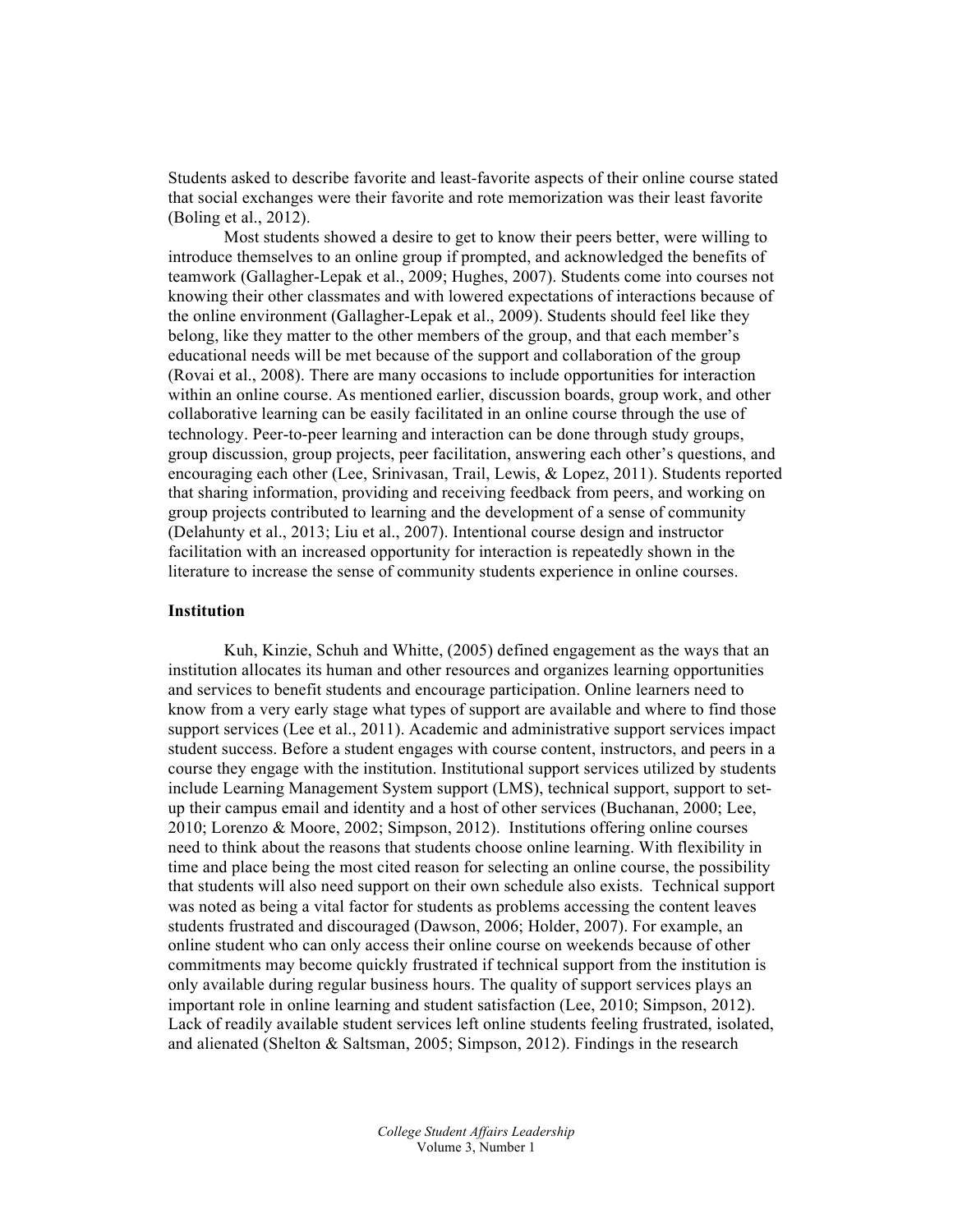Students asked to describe favorite and least-favorite aspects of their online course stated that social exchanges were their favorite and rote memorization was their least favorite (Boling et al., 2012).

Most students showed a desire to get to know their peers better, were willing to introduce themselves to an online group if prompted, and acknowledged the benefits of teamwork (Gallagher-Lepak et al., 2009; Hughes, 2007). Students come into courses not knowing their other classmates and with lowered expectations of interactions because of the online environment (Gallagher-Lepak et al., 2009). Students should feel like they belong, like they matter to the other members of the group, and that each member's educational needs will be met because of the support and collaboration of the group (Rovai et al., 2008). There are many occasions to include opportunities for interaction within an online course. As mentioned earlier, discussion boards, group work, and other collaborative learning can be easily facilitated in an online course through the use of technology. Peer-to-peer learning and interaction can be done through study groups, group discussion, group projects, peer facilitation, answering each other's questions, and encouraging each other (Lee, Srinivasan, Trail, Lewis, & Lopez, 2011). Students reported that sharing information, providing and receiving feedback from peers, and working on group projects contributed to learning and the development of a sense of community (Delahunty et al., 2013; Liu et al., 2007). Intentional course design and instructor facilitation with an increased opportunity for interaction is repeatedly shown in the literature to increase the sense of community students experience in online courses.

### Institution

Kuh, Kinzie, Schuh and Whitte, (2005) defined engagement as the ways that an institution allocates its human and other resources and organizes learning opportunities and services to benefit students and encourage participation. Online learners need to know from a very early stage what types of support are available and where to find those support services (Lee et al., 2011). Academic and administrative support services impact student success. Before a student engages with course content, instructors, and peers in a course they engage with the institution. Institutional support services utilized by students include Learning Management System support (LMS), technical support, support to set-up their campus email and identity and a host of other services (Buchanan, 2000; Lee, 2010; Lorenzo & Moore, 2002; Simpson, 2012). Institutions offering online courses need to think about the reasons that students choose online learning. With flexibility in time and place being the most cited reason for selecting an online course, the possibility that students will also need support on their own schedule also exists. Technical support was noted as being a vital factor for students as problems accessing the content leaves students frustrated and discouraged (Dawson, 2006; Holder, 2007). For example, an online student who can only access their online course on weekends because of other commitments may become quickly frustrated if technical support from the institution is only available during regular business hours. The quality of support services plays an important role in online learning and student satisfaction (Lee, 2010; Simpson, 2012). Lack of readily available student services left online students feeling frustrated, isolated, and alienated (Shelton & Saltsman, 2005; Simpson, 2012). Findings in the research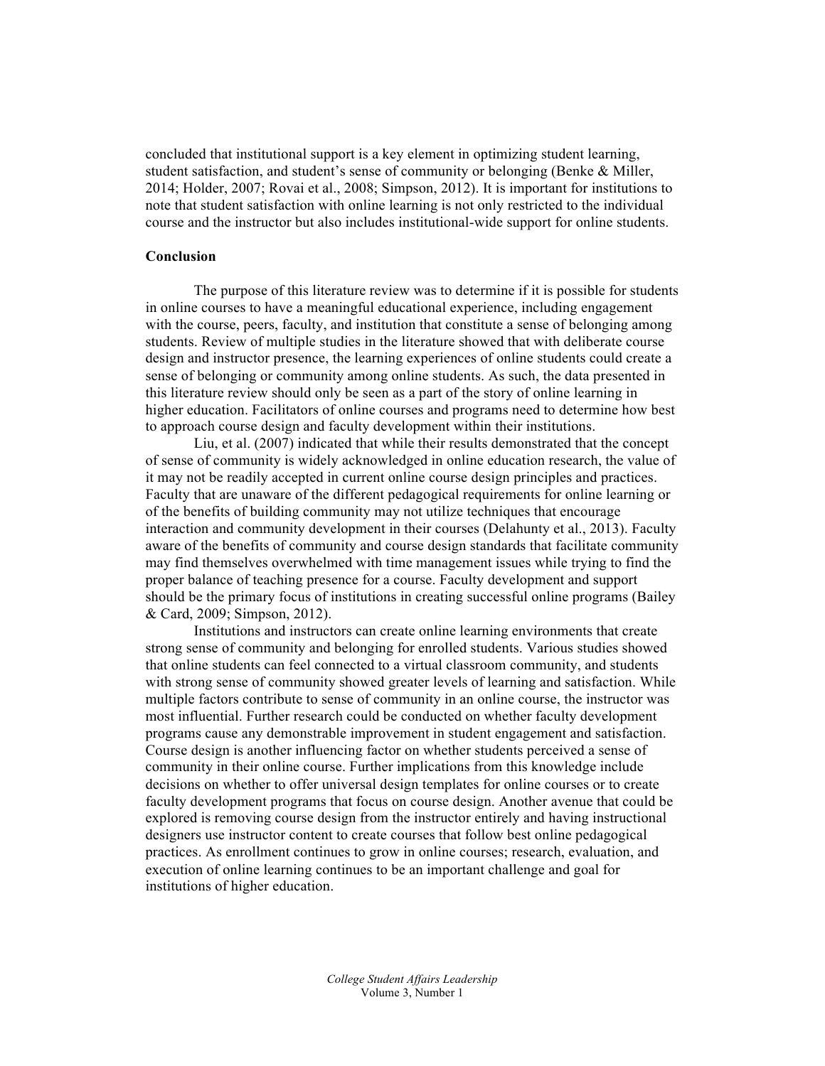concluded that institutional support is a key element in optimizing student learning, student satisfaction, and student's sense of community or belonging (Benke & Miller, 2014; Holder, 2007; Rovai et al., 2008; Simpson, 2012). It is important for institutions to note that student satisfaction with online learning is not only restricted to the individual course and the instructor but also includes institutional-wide support for online students.

**Conclusion**

The purpose of this literature review was to determine if it is possible for students in online courses to have a meaningful educational experience, including engagement with the course, peers, faculty, and institution that constitute a sense of belonging among students. Review of multiple studies in the literature showed that with deliberate course design and instructor presence, the learning experiences of online students could create a sense of belonging or community among online students. As such, the data presented in this literature review should only be seen as a part of the story of online learning in higher education. Facilitators of online courses and programs need to determine how best to approach course design and faculty development within their institutions.

Liu, et al. (2007) indicated that while their results demonstrated that the concept of sense of community is widely acknowledged in online education research, the value of it may not be readily accepted in current online course design principles and practices. Faculty that are unaware of the different pedagogical requirements for online learning or of the benefits of building community may not utilize techniques that encourage interaction and community development in their courses (Delahunty et al., 2013). Faculty aware of the benefits of community and course design standards that facilitate community may find themselves overwhelmed with time management issues while trying to find the proper balance of teaching presence for a course. Faculty development and support should be the primary focus of institutions in creating successful online programs (Bailey & Card, 2009; Simpson, 2012).

Institutions and instructors can create online learning environments that create strong sense of community and belonging for enrolled students. Various studies showed that online students can feel connected to a virtual classroom community, and students with strong sense of community showed greater levels of learning and satisfaction. While multiple factors contribute to sense of community in an online course, the instructor was most influential. Further research could be conducted on whether faculty development programs cause any demonstrable improvement in student engagement and satisfaction. Course design is another influencing factor on whether students perceived a sense of community in their online course. Further implications from this knowledge include decisions on whether to offer universal design templates for online courses or to create faculty development programs that focus on course design. Another avenue that could be explored is removing course design from the instructor entirely and having instructional designers use instructor content to create courses that follow best online pedagogical practices. As enrollment continues to grow in online courses; research, evaluation, and execution of online learning continues to be an important challenge and goal for institutions of higher education.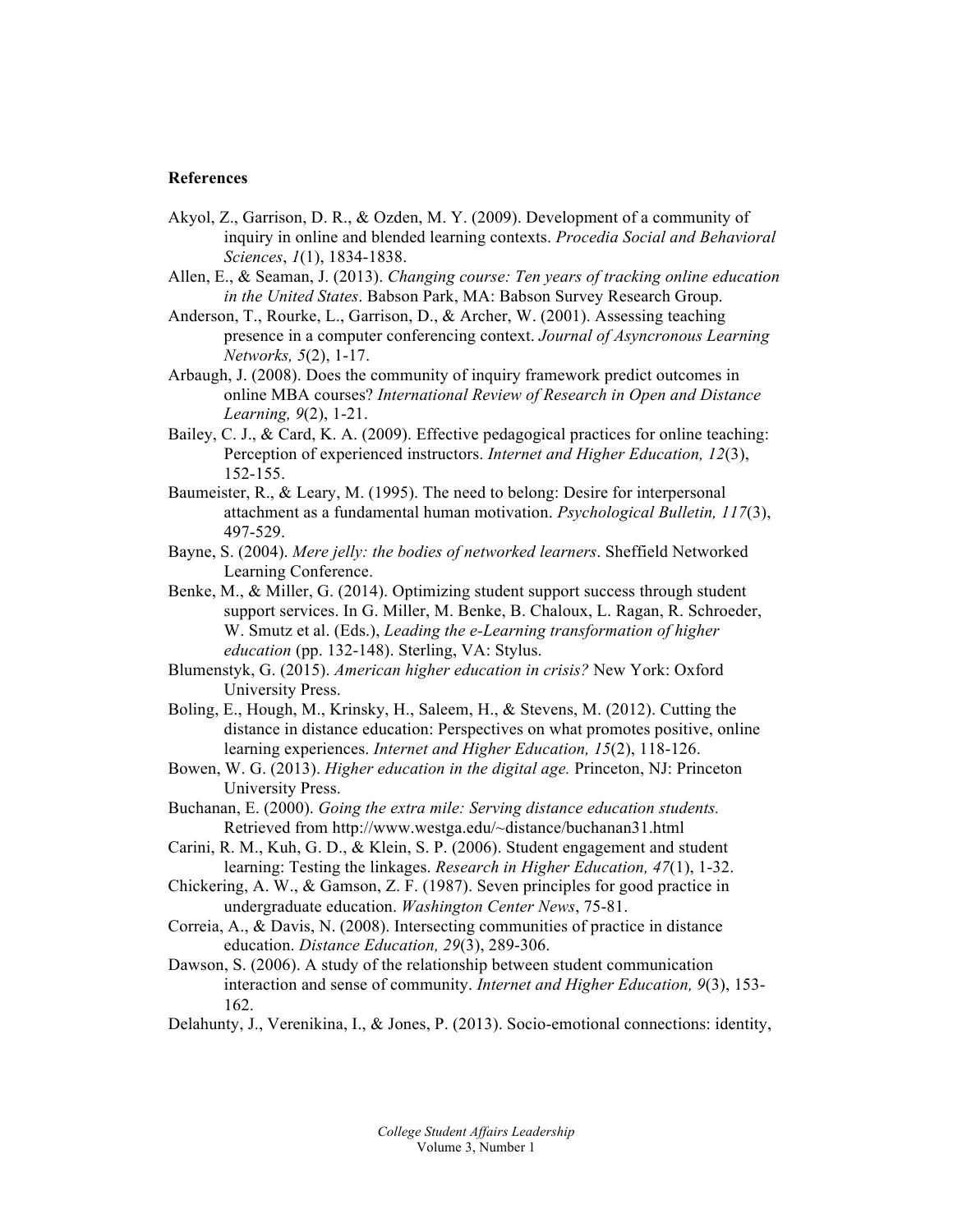**References**

Akyol, Z., Garrison, D. R., & Ozden, M. Y. (2009). Development of a community of inquiry in online and blended learning contexts. *Procedia Social and Behavioral Sciences*, *1*(1), 1834-1838.

Allen, E., & Seaman, J. (2013). *Changing course: Ten years of tracking online education in the United States*. Babson Park, MA: Babson Survey Research Group.

Anderson, T., Rourke, L., Garrison, D., & Archer, W. (2001). Assessing teaching presence in a computer conferencing context. *Journal of Asyncronous Learning Networks, 5*(2), 1-17.

Arbaugh, J. (2008). Does the community of inquiry framework predict outcomes in online MBA courses? *International Review of Research in Open and Distance Learning, 9*(2), 1-21.

Bailey, C. J., & Card, K. A. (2009). Effective pedagogical practices for online teaching: Perception of experienced instructors. *Internet and Higher Education, 12*(3), 152-155.

Baumeister, R., & Leary, M. (1995). The need to belong: Desire for interpersonal attachment as a fundamental human motivation. *Psychological Bulletin, 117*(3), 497-529.

Bayne, S. (2004). *Mere jelly: the bodies of networked learners*. Sheffield Networked Learning Conference.

Benke, M., & Miller, G. (2014). Optimizing student support success through student support services. In G. Miller, M. Benke, B. Chaloux, L. Ragan, R. Schroeder, W. Smutz et al. (Eds.), *Leading the e-Learning transformation of higher education* (pp. 132-148). Sterling, VA: Stylus.

Blumenstyk, G. (2015). *American higher education in crisis?* New York: Oxford University Press.

Boling, E., Hough, M., Krinsky, H., Saleem, H., & Stevens, M. (2012). Cutting the distance in distance education: Perspectives on what promotes positive, online learning experiences. *Internet and Higher Education, 15*(2), 118-126.

Bowen, W. G. (2013). *Higher education in the digital age.* Princeton, NJ: Princeton University Press.

Buchanan, E. (2000). *Going the extra mile: Serving distance education students.* Retrieved from http://www.westga.edu/~distance/buchanan31.html

Carini, R. M., Kuh, G. D., & Klein, S. P. (2006). Student engagement and student learning: Testing the linkages. *Research in Higher Education, 47*(1), 1-32.

Chickering, A. W., & Gamson, Z. F. (1987). Seven principles for good practice in undergraduate education. *Washington Center News*, 75-81.

Correia, A., & Davis, N. (2008). Intersecting communities of practice in distance education. *Distance Education, 29*(3), 289-306.

Dawson, S. (2006). A study of the relationship between student communication interaction and sense of community. *Internet and Higher Education, 9*(3), 153-162.

Delahunty, J., Verenikina, I., & Jones, P. (2013). Socio-emotional connections: identity,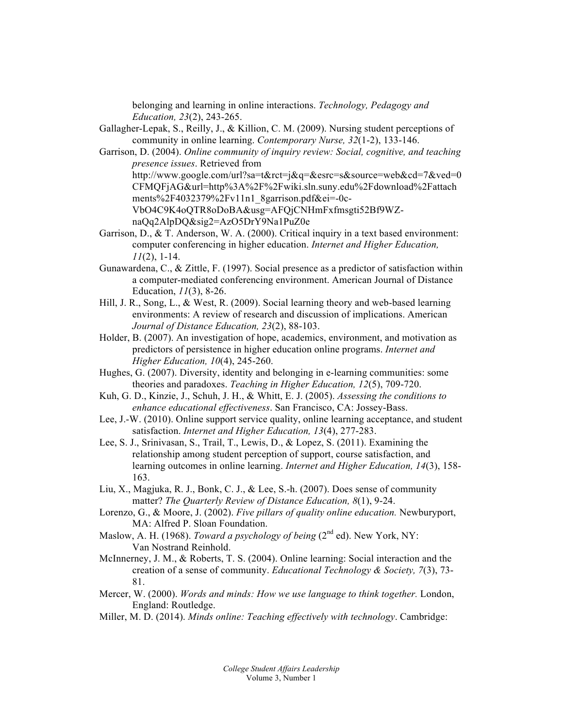belonging and learning in online interactions. *Technology, Pedagogy and Education, 23*(2), 243-265.

Gallagher-Lepak, S., Reilly, J., & Killion, C. M. (2009). Nursing student perceptions of community in online learning. *Contemporary Nurse, 32*(1-2), 133-146.

Garrison, D. (2004). *Online community of inquiry review: Social, cognitive, and teaching presence issues*. Retrieved from http://www.google.com/url?sa=t&rct=j&q=&esrc=s&source=web&cd=7&ved=0CFMQFjAG&url=http%3A%2F%2Fwiki.sln.suny.edu%2Fdownload%2Fattachments%2F4032379%2Fv11n1_8garrison.pdf&ei=-0c-VbO4C9K4oQTR8oDoBA&usg=AFQjCNHmFxfmsgti52Bf9WZ-naQq2AlpDQ&sig2=AzO5DrY9Na1PuZ0e

Garrison, D., & T. Anderson, W. A. (2000). Critical inquiry in a text based environment: computer conferencing in higher education. *Internet and Higher Education, 11*(2), 1-14.

Gunawardena, C., & Zittle, F. (1997). Social presence as a predictor of satisfaction within a computer-mediated conferencing environment. American Journal of Distance Education, *11*(3), 8-26.

Hill, J. R., Song, L., & West, R. (2009). Social learning theory and web-based learning environments: A review of research and discussion of implications. American *Journal of Distance Education, 23*(2), 88-103.

Holder, B. (2007). An investigation of hope, academics, environment, and motivation as predictors of persistence in higher education online programs. *Internet and Higher Education, 10*(4), 245-260.

Hughes, G. (2007). Diversity, identity and belonging in e-learning communities: some theories and paradoxes. *Teaching in Higher Education, 12*(5), 709-720.

Kuh, G. D., Kinzie, J., Schuh, J. H., & Whitt, E. J. (2005). *Assessing the conditions to enhance educational effectiveness*. San Francisco, CA: Jossey-Bass.

Lee, J.-W. (2010). Online support service quality, online learning acceptance, and student satisfaction. *Internet and Higher Education, 13*(4), 277-283.

Lee, S. J., Srinivasan, S., Trail, T., Lewis, D., & Lopez, S. (2011). Examining the relationship among student perception of support, course satisfaction, and learning outcomes in online learning. *Internet and Higher Education, 14*(3), 158-163.

Liu, X., Magjuka, R. J., Bonk, C. J., & Lee, S.-h. (2007). Does sense of community matter? *The Quarterly Review of Distance Education, 8*(1), 9-24.

Lorenzo, G., & Moore, J. (2002). *Five pillars of quality online education.* Newburyport, MA: Alfred P. Sloan Foundation.

Maslow, A. H. (1968). *Toward a psychology of being* (2nd ed). New York, NY: Van Nostrand Reinhold.

McInnerney, J. M., & Roberts, T. S. (2004). Online learning: Social interaction and the creation of a sense of community. *Educational Technology & Society, 7*(3), 73-81.

Mercer, W. (2000). *Words and minds: How we use language to think together.* London, England: Routledge.

Miller, M. D. (2014). *Minds online: Teaching effectively with technology*. Cambridge: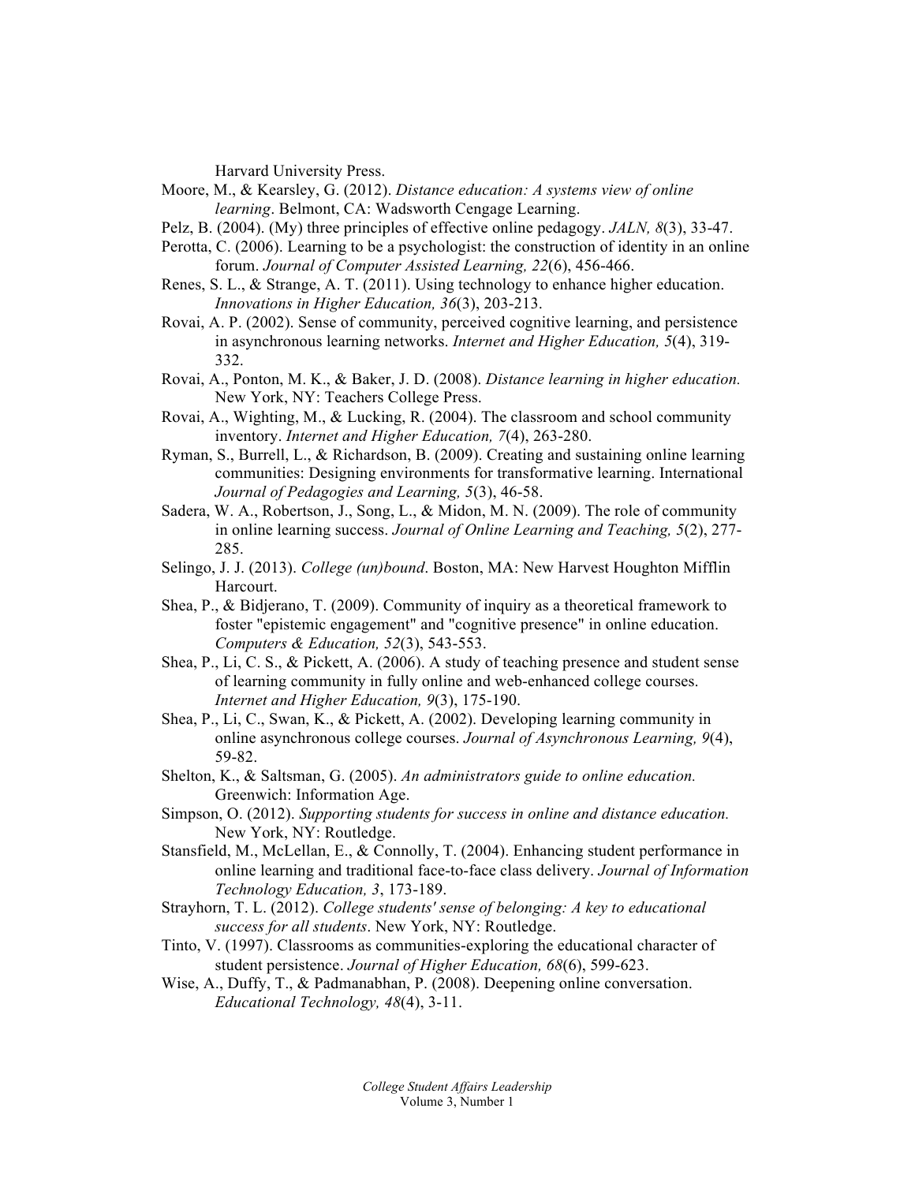Harvard University Press.

Moore, M., & Kearsley, G. (2012). *Distance education: A systems view of online learning*. Belmont, CA: Wadsworth Cengage Learning.

Pelz, B. (2004). (My) three principles of effective online pedagogy. *JALN, 8*(3), 33-47.

Perotta, C. (2006). Learning to be a psychologist: the construction of identity in an online forum. *Journal of Computer Assisted Learning, 22*(6), 456-466.

Renes, S. L., & Strange, A. T. (2011). Using technology to enhance higher education. *Innovations in Higher Education, 36*(3), 203-213.

Rovai, A. P. (2002). Sense of community, perceived cognitive learning, and persistence in asynchronous learning networks. *Internet and Higher Education, 5*(4), 319-332.

Rovai, A., Ponton, M. K., & Baker, J. D. (2008). *Distance learning in higher education.* New York, NY: Teachers College Press.

Rovai, A., Wighting, M., & Lucking, R. (2004). The classroom and school community inventory. *Internet and Higher Education, 7*(4), 263-280.

Ryman, S., Burrell, L., & Richardson, B. (2009). Creating and sustaining online learning communities: Designing environments for transformative learning. International *Journal of Pedagogies and Learning, 5*(3), 46-58.

Sadera, W. A., Robertson, J., Song, L., & Midon, M. N. (2009). The role of community in online learning success. *Journal of Online Learning and Teaching, 5*(2), 277-285.

Selingo, J. J. (2013). *College (un)bound*. Boston, MA: New Harvest Houghton Mifflin Harcourt.

Shea, P., & Bidjerano, T. (2009). Community of inquiry as a theoretical framework to foster "epistemic engagement" and "cognitive presence" in online education. *Computers & Education, 52*(3), 543-553.

Shea, P., Li, C. S., & Pickett, A. (2006). A study of teaching presence and student sense of learning community in fully online and web-enhanced college courses. *Internet and Higher Education, 9*(3), 175-190.

Shea, P., Li, C., Swan, K., & Pickett, A. (2002). Developing learning community in online asynchronous college courses. *Journal of Asynchronous Learning, 9*(4), 59-82.

Shelton, K., & Saltsman, G. (2005). *An administrators guide to online education.* Greenwich: Information Age.

Simpson, O. (2012). *Supporting students for success in online and distance education.* New York, NY: Routledge.

Stansfield, M., McLellan, E., & Connolly, T. (2004). Enhancing student performance in online learning and traditional face-to-face class delivery. *Journal of Information Technology Education, 3*, 173-189.

Strayhorn, T. L. (2012). *College students' sense of belonging: A key to educational success for all students*. New York, NY: Routledge.

Tinto, V. (1997). Classrooms as communities-exploring the educational character of student persistence. *Journal of Higher Education, 68*(6), 599-623.

Wise, A., Duffy, T., & Padmanabhan, P. (2008). Deepening online conversation. *Educational Technology, 48*(4), 3-11.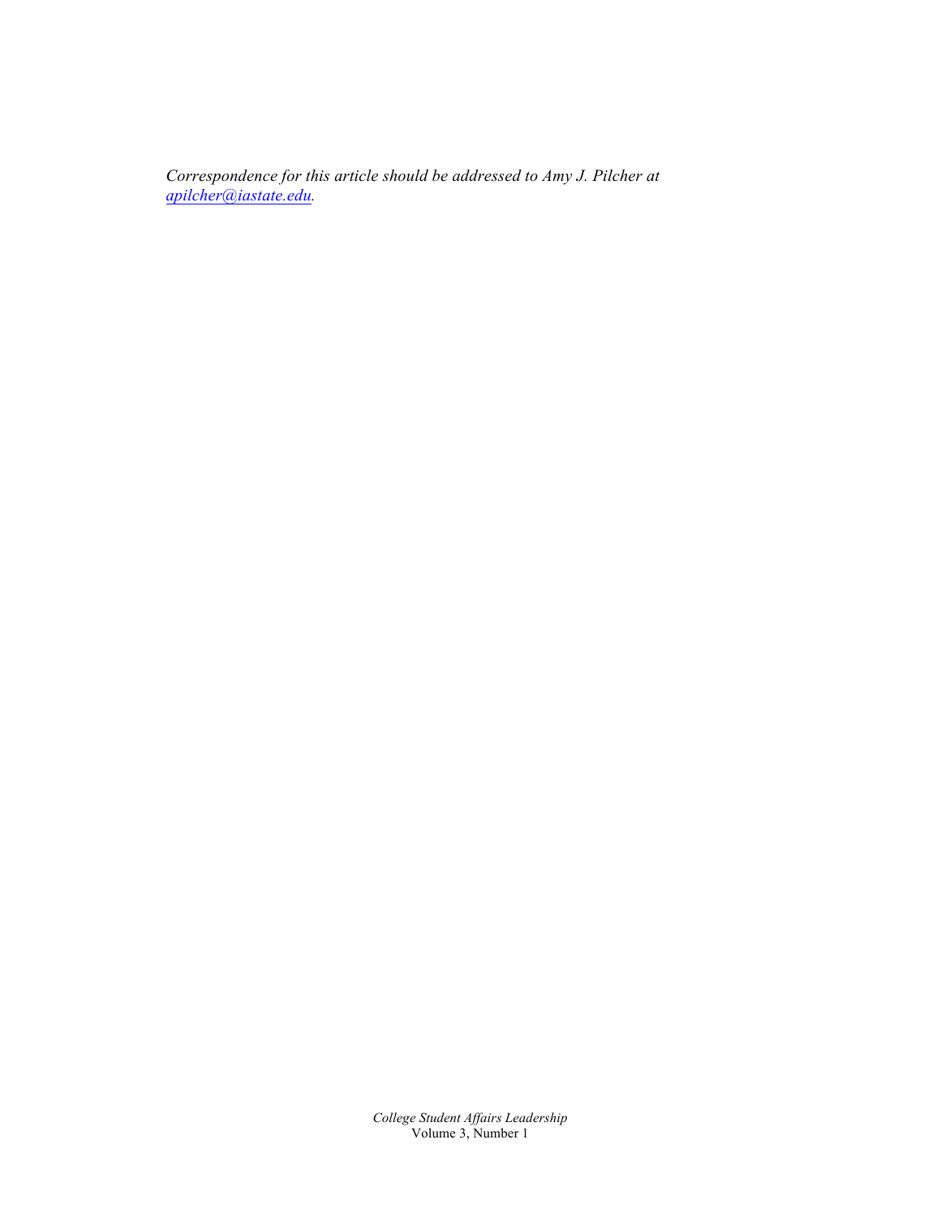*Correspondence for this article should be addressed to Amy J. Pilcher at apilcher@iastate.edu.*